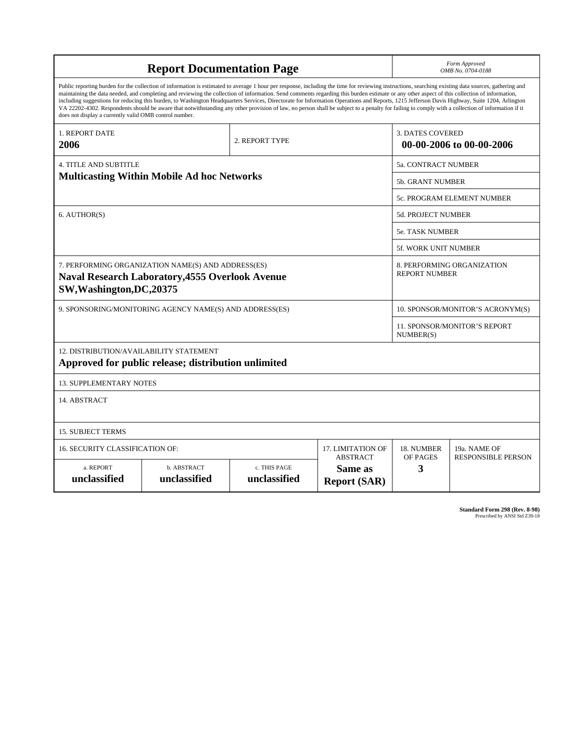# Report Documentation Page

*Form Approved*
*OMB No. 0704-0188*

Public reporting burden for the collection of information is estimated to average 1 hour per response, including the time for reviewing instructions, searching existing data sources, gathering and maintaining the data needed, and completing and reviewing the collection of information. Send comments regarding this burden estimate or any other aspect of this collection of information, including suggestions for reducing this burden, to Washington Headquarters Services, Directorate for Information Operations and Reports, 1215 Jefferson Davis Highway, Suite 1204, Arlington VA 22202-4302. Respondents should be aware that notwithstanding any other provision of law, no person shall be subject to a penalty for failing to comply with a collection of information if it does not display a currently valid OMB control number.

| 1. REPORT DATE | 2. REPORT TYPE | 3. DATES COVERED |
|---|---|---|
| **2006** | | **00-00-2006 to 00-00-2006** |

| 4. TITLE AND SUBTITLE | |
|---|---|
| **Multicasting Within Mobile Ad hoc Networks** | 5a. CONTRACT NUMBER |
| | 5b. GRANT NUMBER |
| | 5c. PROGRAM ELEMENT NUMBER |
| 6. AUTHOR(S) | 5d. PROJECT NUMBER |
| | 5e. TASK NUMBER |
| | 5f. WORK UNIT NUMBER |
| 7. PERFORMING ORGANIZATION NAME(S) AND ADDRESS(ES) **Naval Research Laboratory,4555 Overlook Avenue SW,Washington,DC,20375** | 8. PERFORMING ORGANIZATION REPORT NUMBER |
| 9. SPONSORING/MONITORING AGENCY NAME(S) AND ADDRESS(ES) | 10. SPONSOR/MONITOR'S ACRONYM(S) |
| | 11. SPONSOR/MONITOR'S REPORT NUMBER(S) |

12. DISTRIBUTION/AVAILABILITY STATEMENT
**Approved for public release; distribution unlimited**

13. SUPPLEMENTARY NOTES

14. ABSTRACT

15. SUBJECT TERMS

| 16. SECURITY CLASSIFICATION OF: | | | 17. LIMITATION OF ABSTRACT | 18. NUMBER OF PAGES | 19a. NAME OF RESPONSIBLE PERSON |
|---|---|---|---|---|---|
| a. REPORT | b. ABSTRACT | c. THIS PAGE | | | |
| **unclassified** | **unclassified** | **unclassified** | **Same as Report (SAR)** | **3** | |

**Standard Form 298 (Rev. 8-98)**
Prescribed by ANSI Std Z39-18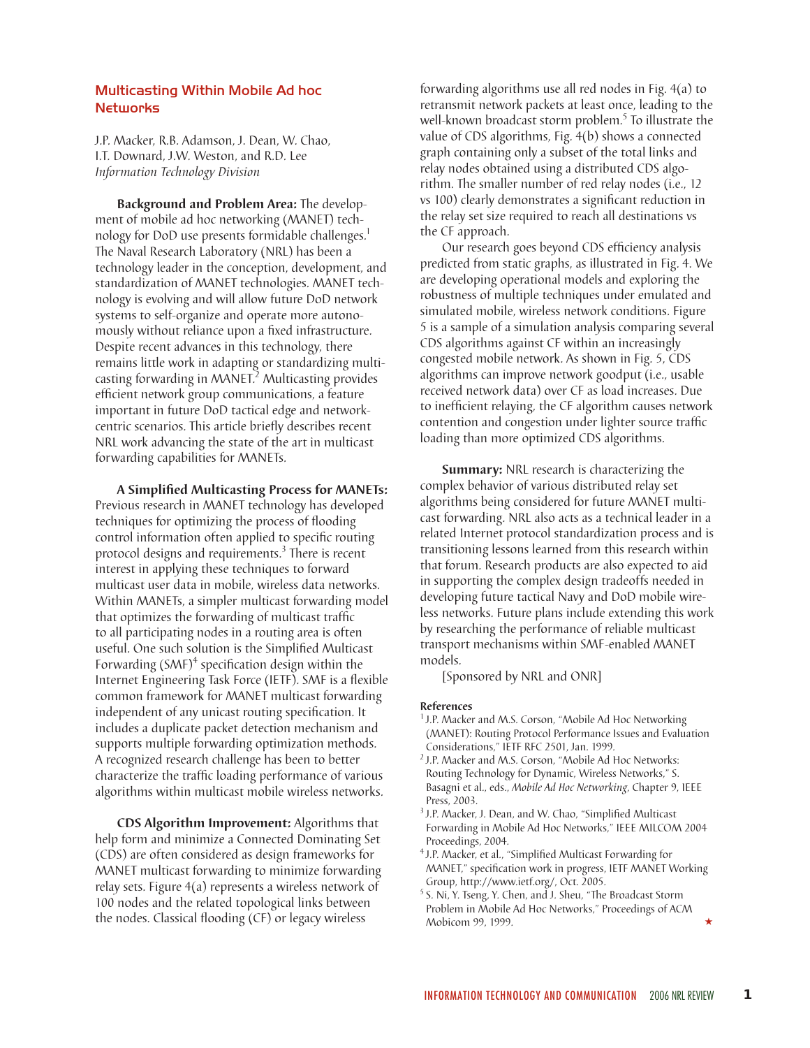## Multicasting Within Mobile Ad hoc Networks

J.P. Macker, R.B. Adamson, J. Dean, W. Chao, I.T. Downard, J.W. Weston, and R.D. Lee
*Information Technology Division*

**Background and Problem Area:** The development of mobile ad hoc networking (MANET) technology for DoD use presents formidable challenges.[1] The Naval Research Laboratory (NRL) has been a technology leader in the conception, development, and standardization of MANET technologies. MANET technology is evolving and will allow future DoD network systems to self-organize and operate autonomously without reliance upon a fixed infrastructure. Despite recent advances in this technology, there remains little work in adapting or standardizing multicasting forwarding in MANET.[2] Multicasting provides efficient network group communications, a feature important in future DoD tactical edge and network-centric scenarios. This article briefly describes recent NRL work advancing the state of the art in multicast forwarding capabilities for MANETs.

**A Simplified Multicasting Process for MANETs:** Previous research in MANET technology has developed techniques for optimizing the process of flooding control information often applied to specific routing protocol designs and requirements.[3] There is recent interest in applying these techniques to forward multicast user data in mobile, wireless data networks. Within MANETs, a simpler multicast forwarding model that optimizes the forwarding of multicast traffic to all participating nodes in a routing area is often useful. One such solution is the Simplified Multicast Forwarding (SMF)[4] specification design within the Internet Engineering Task Force (IETF). SMF is a flexible common framework for MANET multicast forwarding independent of any unicast routing specification. It includes a duplicate packet detection mechanism and supports multiple forwarding optimization methods. A recognized research challenge has been to better characterize the traffic loading performance of various algorithms within multicast mobile wireless networks.

**CDS Algorithm Improvement:** Algorithms that help form and minimize a Connected Dominating Set (CDS) are often considered as design frameworks for MANET multicast forwarding to minimize forwarding relay sets. Figure 4(a) represents a wireless network of 100 nodes and the related topological links between the nodes. Classical flooding (CF) or legacy wireless forwarding algorithms use all red nodes in Fig. 4(a) to retransmit network packets at least once, leading to the well-known broadcast storm problem.[5] To illustrate the value of CDS algorithms, Fig. 4(b) shows a connected graph containing only a subset of the total links and relay nodes obtained using a distributed CDS algorithm. The smaller number of red relay nodes (i.e., 12 vs 100) clearly demonstrates a significant reduction in the relay set size required to reach all destinations vs the CF approach.

Our research goes beyond CDS efficiency analysis predicted from static graphs, as illustrated in Fig. 4. We are developing operational models and exploring the robustness of multiple techniques under emulated and simulated mobile, wireless network conditions. Figure 5 is a sample of a simulation analysis comparing several CDS algorithms against CF within an increasingly congested mobile network. As shown in Fig. 5, CDS algorithms can improve network goodput (i.e., usable received network data) over CF as load increases. Due to inefficient relaying, the CF algorithm causes network contention and congestion under lighter source traffic loading than more optimized CDS algorithms.

**Summary:** NRL research is characterizing the complex behavior of various distributed relay set algorithms being considered for future MANET multicast forwarding. NRL also acts as a technical leader in a related Internet protocol standardization process and is transitioning lessons learned from this research within that forum. Research products are also expected to aid in supporting the complex design tradeoffs needed in developing future tactical Navy and DoD mobile wireless networks. Future plans include extending this work by researching the performance of reliable multicast transport mechanisms within SMF-enabled MANET models.

[Sponsored by NRL and ONR]

### References

[1] J.P. Macker and M.S. Corson, "Mobile Ad Hoc Networking (MANET): Routing Protocol Performance Issues and Evaluation Considerations," IETF RFC 2501, Jan. 1999.

[2] J.P. Macker and M.S. Corson, "Mobile Ad Hoc Networks: Routing Technology for Dynamic, Wireless Networks," S. Basagni et al., eds., *Mobile Ad Hoc Networking*, Chapter 9, IEEE Press, 2003.

[3] J.P. Macker, J. Dean, and W. Chao, "Simplified Multicast Forwarding in Mobile Ad Hoc Networks," IEEE MILCOM 2004 Proceedings, 2004.

[4] J.P. Macker, et al., "Simplified Multicast Forwarding for MANET," specification work in progress, IETF MANET Working Group, http://www.ietf.org/, Oct. 2005.

[5] S. Ni, Y. Tseng, Y. Chen, and J. Sheu, "The Broadcast Storm Problem in Mobile Ad Hoc Networks," Proceedings of ACM Mobicom 99, 1999.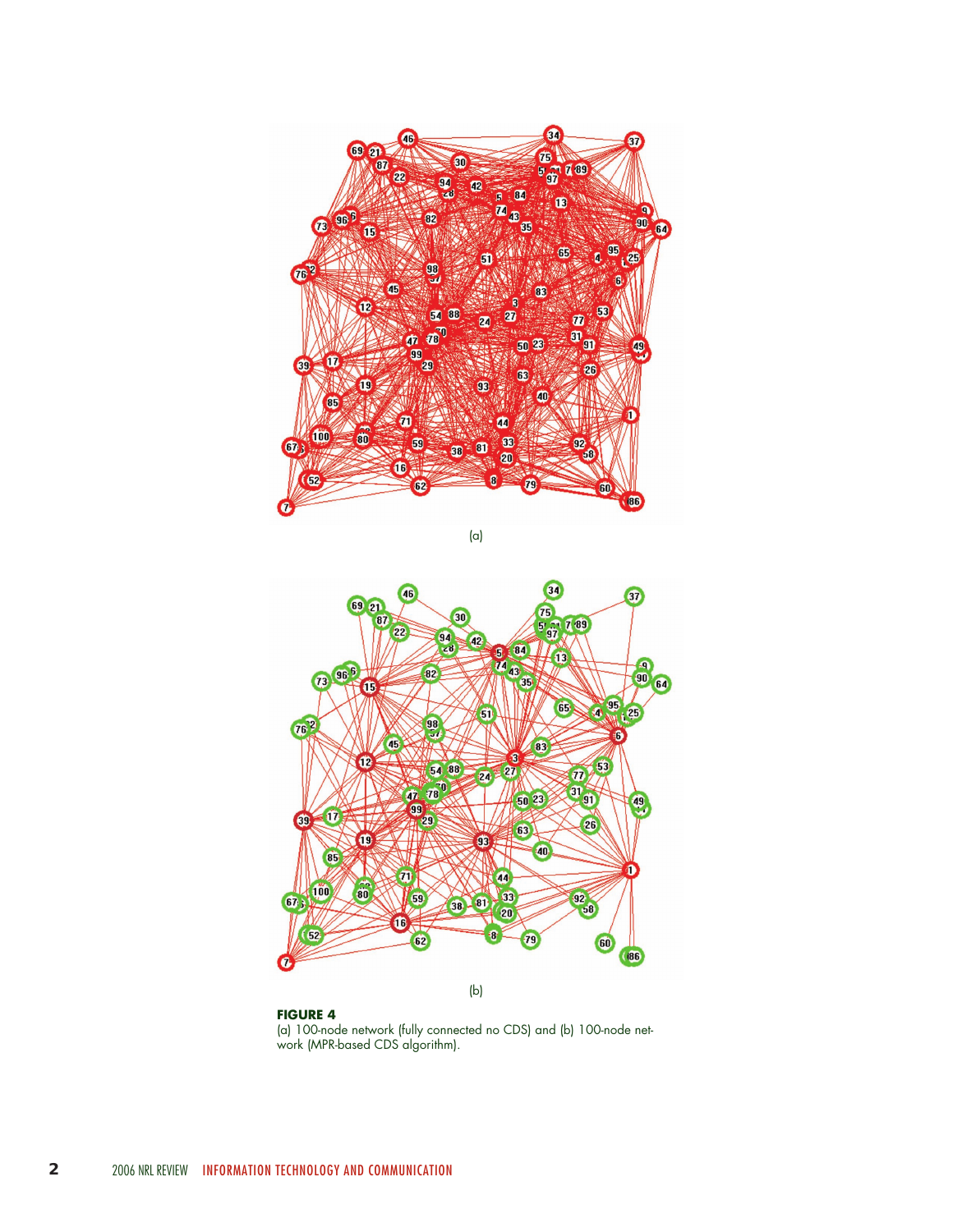(a)

(b)

**FIGURE 4**
(a) 100-node network (fully connected no CDS) and (b) 100-node network (MPR-based CDS algorithm).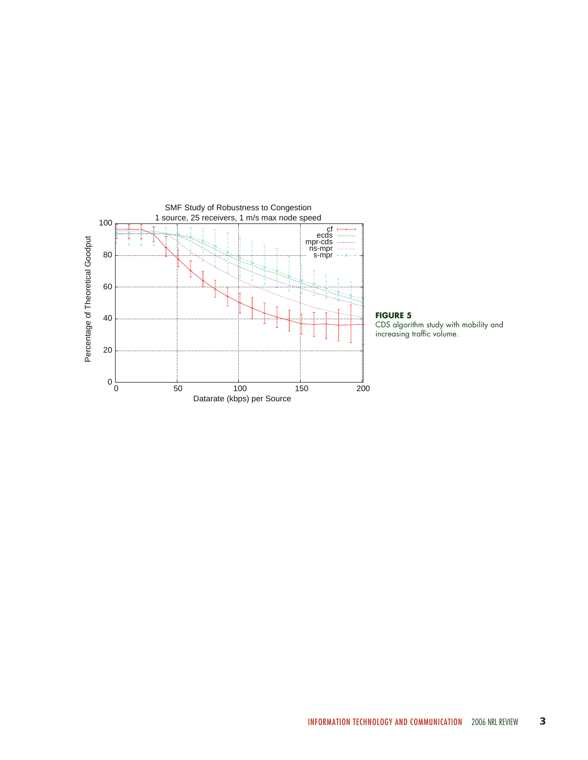SMF Study of Robustness to Congestion
1 source, 25 receivers, 1 m/s max node speed

Percentage of Theoretical Goodput

100
80
60
40
20
0

0
50
100
150
200

Datarate (kbps) per Source

cf
ecds
mpr-cds
ns-mpr
s-mpr

**FIGURE 5**
CDS algorithm study with mobility and increasing traffic volume.